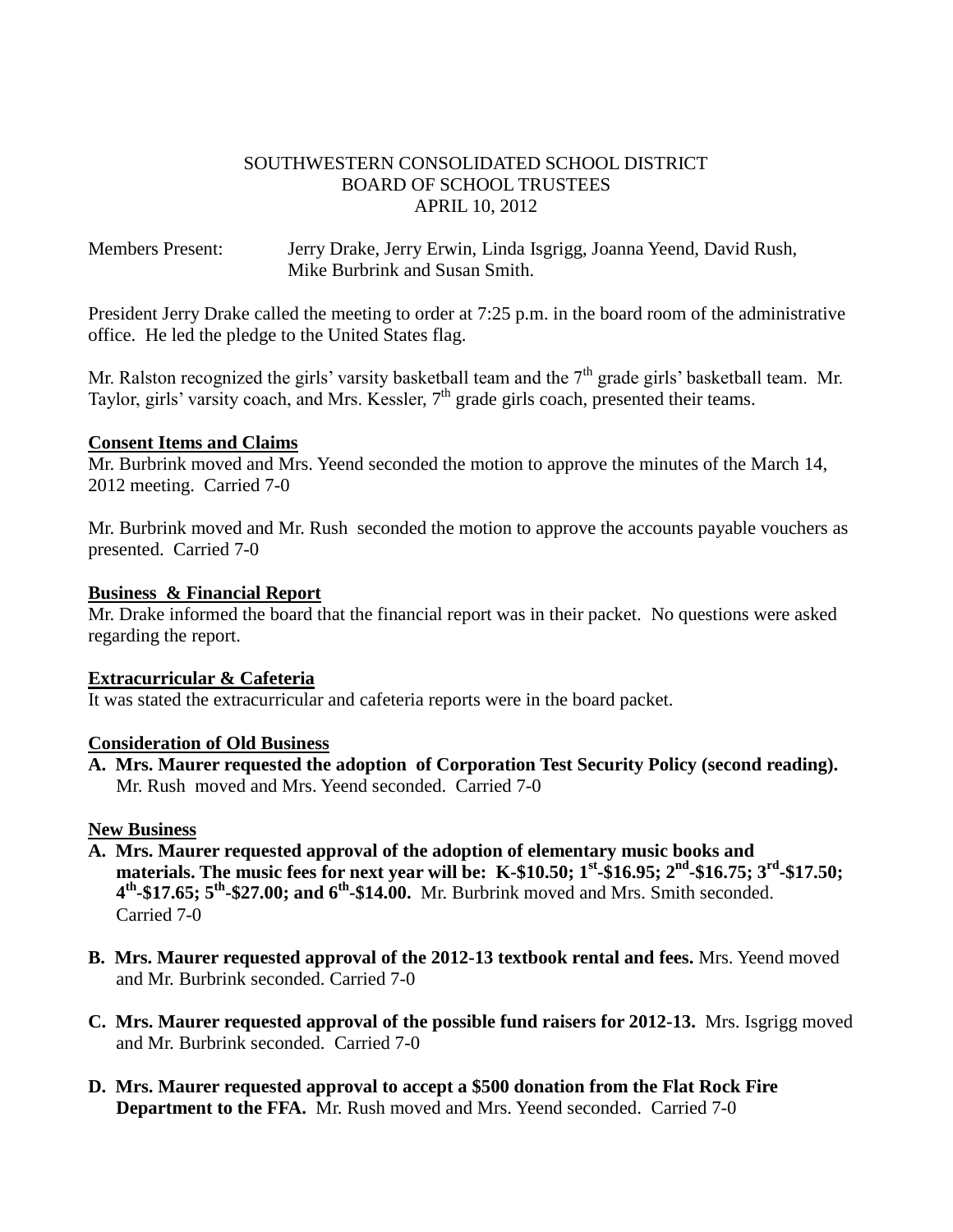SOUTHWESTERN CONSOLIDATED SCHOOL DISTRICT
BOARD OF SCHOOL TRUSTEES
APRIL 10, 2012

Members Present: Jerry Drake, Jerry Erwin, Linda Isgrigg, Joanna Yeend, David Rush, Mike Burbrink and Susan Smith.

President Jerry Drake called the meeting to order at 7:25 p.m. in the board room of the administrative office. He led the pledge to the United States flag.

Mr. Ralston recognized the girls' varsity basketball team and the 7th grade girls' basketball team. Mr. Taylor, girls' varsity coach, and Mrs. Kessler, 7th grade girls coach, presented their teams.

## Consent Items and Claims

Mr. Burbrink moved and Mrs. Yeend seconded the motion to approve the minutes of the March 14, 2012 meeting. Carried 7-0

Mr. Burbrink moved and Mr. Rush seconded the motion to approve the accounts payable vouchers as presented. Carried 7-0

## Business & Financial Report

Mr. Drake informed the board that the financial report was in their packet. No questions were asked regarding the report.

## Extracurricular & Cafeteria

It was stated the extracurricular and cafeteria reports were in the board packet.

## Consideration of Old Business

**A. Mrs. Maurer requested the adoption of Corporation Test Security Policy (second reading).** Mr. Rush moved and Mrs. Yeend seconded. Carried 7-0

## New Business

**A. Mrs. Maurer requested approval of the adoption of elementary music books and materials. The music fees for next year will be: K-$10.50; 1st-$16.95; 2nd-$16.75; 3rd-$17.50; 4th-$17.65; 5th-$27.00; and 6th-$14.00.** Mr. Burbrink moved and Mrs. Smith seconded. Carried 7-0

**B. Mrs. Maurer requested approval of the 2012-13 textbook rental and fees.** Mrs. Yeend moved and Mr. Burbrink seconded. Carried 7-0

**C. Mrs. Maurer requested approval of the possible fund raisers for 2012-13.** Mrs. Isgrigg moved and Mr. Burbrink seconded. Carried 7-0

**D. Mrs. Maurer requested approval to accept a $500 donation from the Flat Rock Fire Department to the FFA.** Mr. Rush moved and Mrs. Yeend seconded. Carried 7-0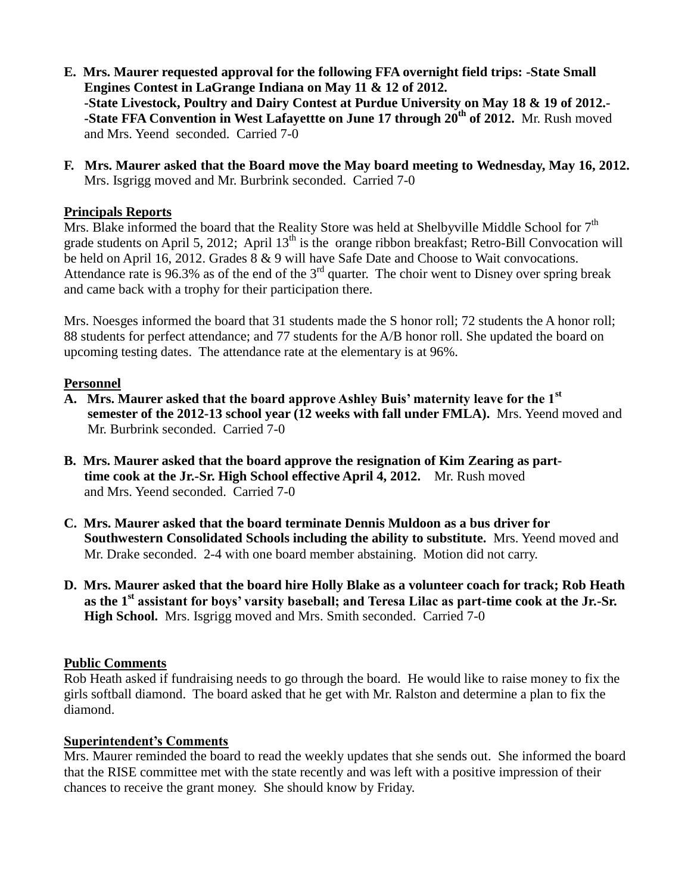**E. Mrs. Maurer requested approval for the following FFA overnight field trips: -State Small Engines Contest in LaGrange Indiana on May 11 & 12 of 2012. -State Livestock, Poultry and Dairy Contest at Purdue University on May 18 & 19 of 2012.- -State FFA Convention in West Lafayettte on June 17 through 20th of 2012.** Mr. Rush moved and Mrs. Yeend seconded. Carried 7-0

**F. Mrs. Maurer asked that the Board move the May board meeting to Wednesday, May 16, 2012.** Mrs. Isgrigg moved and Mr. Burbrink seconded. Carried 7-0

**Principals Reports**

Mrs. Blake informed the board that the Reality Store was held at Shelbyville Middle School for 7th grade students on April 5, 2012; April 13th is the orange ribbon breakfast; Retro-Bill Convocation will be held on April 16, 2012. Grades 8 & 9 will have Safe Date and Choose to Wait convocations. Attendance rate is 96.3% as of the end of the 3rd quarter. The choir went to Disney over spring break and came back with a trophy for their participation there.

Mrs. Noesges informed the board that 31 students made the S honor roll; 72 students the A honor roll; 88 students for perfect attendance; and 77 students for the A/B honor roll. She updated the board on upcoming testing dates. The attendance rate at the elementary is at 96%.

**Personnel**

**A. Mrs. Maurer asked that the board approve Ashley Buis' maternity leave for the 1st semester of the 2012-13 school year (12 weeks with fall under FMLA).** Mrs. Yeend moved and Mr. Burbrink seconded. Carried 7-0

**B. Mrs. Maurer asked that the board approve the resignation of Kim Zearing as part-time cook at the Jr.-Sr. High School effective April 4, 2012.** Mr. Rush moved and Mrs. Yeend seconded. Carried 7-0

**C. Mrs. Maurer asked that the board terminate Dennis Muldoon as a bus driver for Southwestern Consolidated Schools including the ability to substitute.** Mrs. Yeend moved and Mr. Drake seconded. 2-4 with one board member abstaining. Motion did not carry.

**D. Mrs. Maurer asked that the board hire Holly Blake as a volunteer coach for track; Rob Heath as the 1st assistant for boys' varsity baseball; and Teresa Lilac as part-time cook at the Jr.-Sr. High School.** Mrs. Isgrigg moved and Mrs. Smith seconded. Carried 7-0

**Public Comments**

Rob Heath asked if fundraising needs to go through the board. He would like to raise money to fix the girls softball diamond. The board asked that he get with Mr. Ralston and determine a plan to fix the diamond.

**Superintendent's Comments**

Mrs. Maurer reminded the board to read the weekly updates that she sends out. She informed the board that the RISE committee met with the state recently and was left with a positive impression of their chances to receive the grant money. She should know by Friday.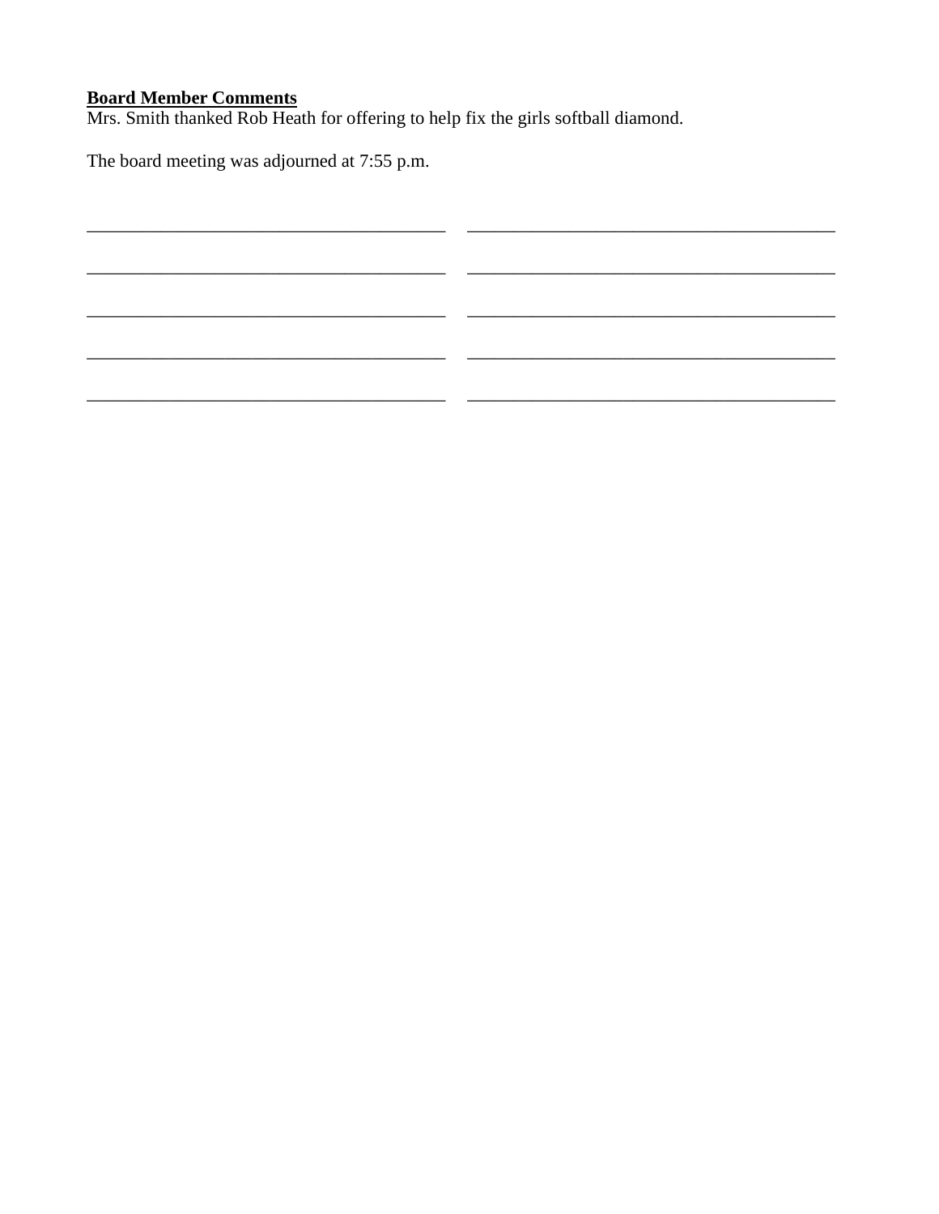**Board Member Comments**

Mrs. Smith thanked Rob Heath for offering to help fix the girls softball diamond.

The board meeting was adjourned at 7:55 p.m.

________________________________________ ________________________________________

________________________________________ ________________________________________

________________________________________ ________________________________________

________________________________________ ________________________________________

________________________________________ ________________________________________